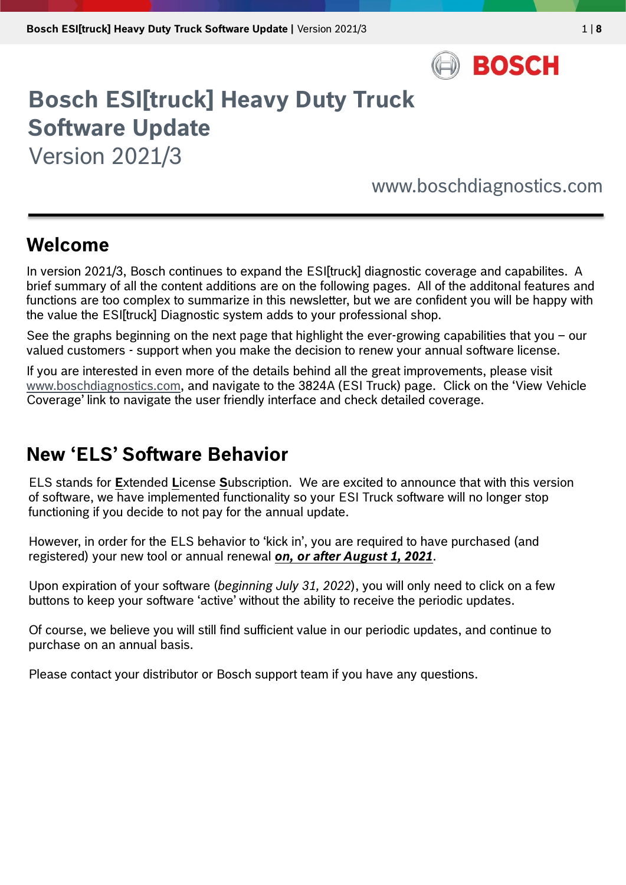# Bosch ESI[truck] Heavy Duty Truck Software Update

Version 2021/3

www.boschdiagnostics.com

## Welcome

In version 2021/3, Bosch continues to expand the ESI[truck] diagnostic coverage and capabilites. A brief summary of all the content additions are on the following pages. All of the additonal features and functions are too complex to summarize in this newsletter, but we are confident you will be happy with the value the ESI[truck] Diagnostic system adds to your professional shop.

See the graphs beginning on the next page that highlight the ever-growing capabilities that you – our valued customers - support when you make the decision to renew your annual software license.

If you are interested in even more of the details behind all the great improvements, please visit www.boschdiagnostics.com, and navigate to the 3824A (ESI Truck) page. Click on the 'View Vehicle Coverage' link to navigate the user friendly interface and check detailed coverage.

## New 'ELS' Software Behavior

ELS stands for **E**xtended **L**icense **S**ubscription. We are excited to announce that with this version of software, we have implemented functionality so your ESI Truck software will no longer stop functioning if you decide to not pay for the annual update.

However, in order for the ELS behavior to 'kick in', you are required to have purchased (and registered) your new tool or annual renewal ***on, or after August 1, 2021***.

Upon expiration of your software (*beginning July 31, 2022*), you will only need to click on a few buttons to keep your software 'active' without the ability to receive the periodic updates.

Of course, we believe you will still find sufficient value in our periodic updates, and continue to purchase on an annual basis.

Please contact your distributor or Bosch support team if you have any questions.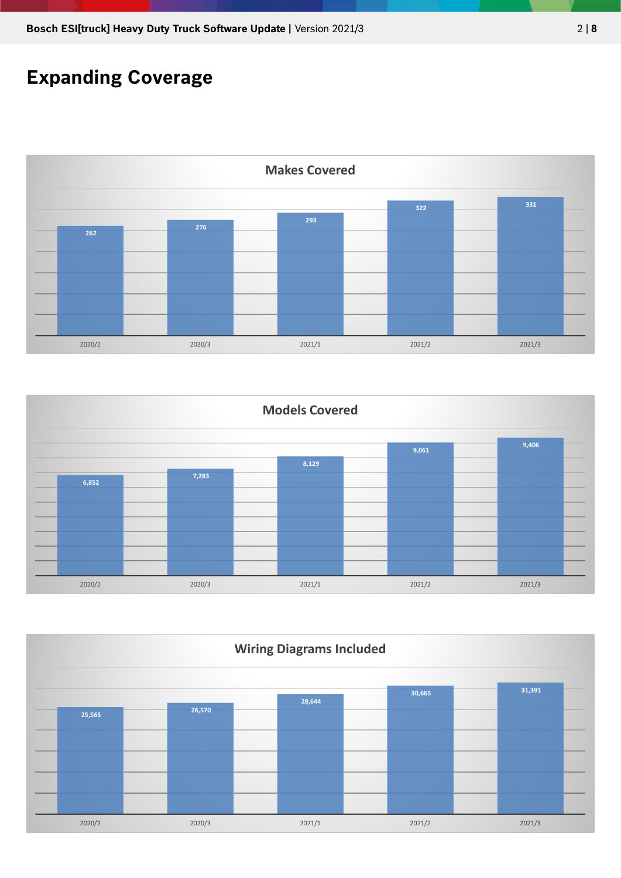# Expanding Coverage

**Makes Covered**

| 2020/2 | 2020/3 | 2021/1 | 2021/2 | 2021/3 |
|---|---|---|---|---|
| 262 | 276 | 293 | 322 | 331 |

**Models Covered**

| 2020/2 | 2020/3 | 2021/1 | 2021/2 | 2021/3 |
|---|---|---|---|---|
| 6,852 | 7,283 | 8,129 | 9,061 | 9,406 |

**Wiring Diagrams Included**

| 2020/2 | 2020/3 | 2021/1 | 2021/2 | 2021/3 |
|---|---|---|---|---|
| 25,565 | 26,570 | 28,644 | 30,665 | 31,391 |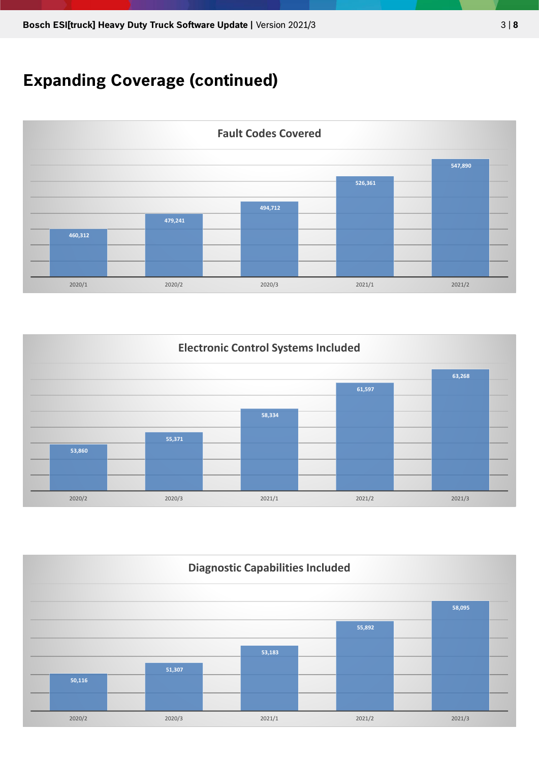# Expanding Coverage (continued)

**Fault Codes Covered**

| 2020/1 | 2020/2 | 2020/3 | 2021/1 | 2021/2 |
|---|---|---|---|---|
| 460,312 | 479,241 | 494,712 | 526,361 | 547,890 |

**Electronic Control Systems Included**

| 2020/2 | 2020/3 | 2021/1 | 2021/2 | 2021/3 |
|---|---|---|---|---|
| 53,860 | 55,371 | 58,334 | 61,597 | 63,268 |

**Diagnostic Capabilities Included**

| 2020/2 | 2020/3 | 2021/1 | 2021/2 | 2021/3 |
|---|---|---|---|---|
| 50,116 | 51,307 | 53,183 | 55,892 | 58,095 |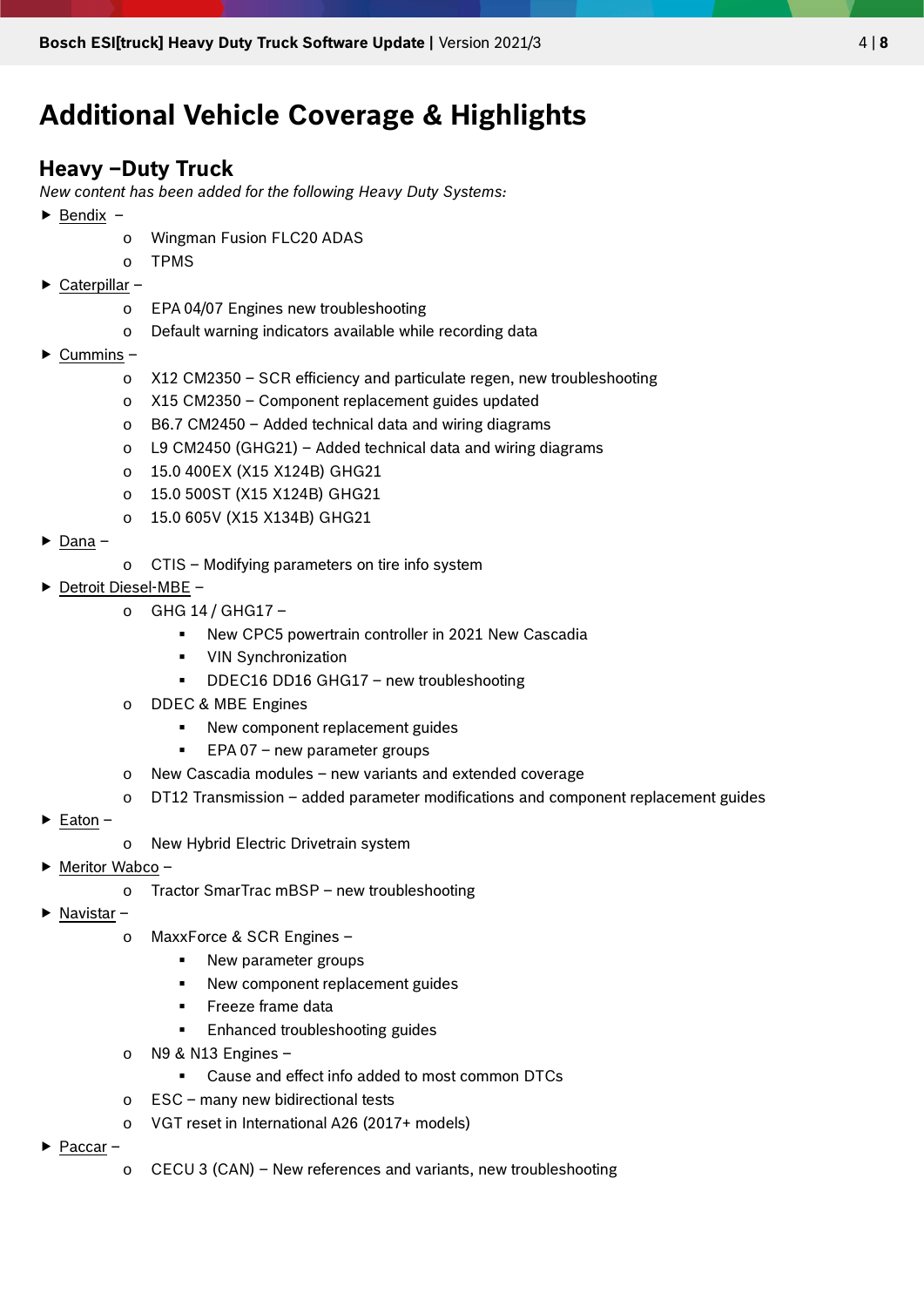# Additional Vehicle Coverage & Highlights

## Heavy –Duty Truck

*New content has been added for the following Heavy Duty Systems:*

- Bendix –
  - Wingman Fusion FLC20 ADAS
  - TPMS
- Caterpillar –
  - EPA 04/07 Engines new troubleshooting
  - Default warning indicators available while recording data
- Cummins –
  - X12 CM2350 – SCR efficiency and particulate regen, new troubleshooting
  - X15 CM2350 – Component replacement guides updated
  - B6.7 CM2450 – Added technical data and wiring diagrams
  - L9 CM2450 (GHG21) – Added technical data and wiring diagrams
  - 15.0 400EX (X15 X124B) GHG21
  - 15.0 500ST (X15 X124B) GHG21
  - 15.0 605V (X15 X134B) GHG21
- Dana –
  - CTIS – Modifying parameters on tire info system
- Detroit Diesel-MBE –
  - GHG 14 / GHG17 –
    - New CPC5 powertrain controller in 2021 New Cascadia
    - VIN Synchronization
    - DDEC16 DD16 GHG17 – new troubleshooting
  - DDEC & MBE Engines
    - New component replacement guides
    - EPA 07 – new parameter groups
  - New Cascadia modules – new variants and extended coverage
  - DT12 Transmission – added parameter modifications and component replacement guides
- Eaton –
  - New Hybrid Electric Drivetrain system
- Meritor Wabco –
  - Tractor SmarTrac mBSP – new troubleshooting
- Navistar –
  - MaxxForce & SCR Engines –
    - New parameter groups
    - New component replacement guides
    - Freeze frame data
    - Enhanced troubleshooting guides
  - N9 & N13 Engines –
    - Cause and effect info added to most common DTCs
  - ESC – many new bidirectional tests
  - VGT reset in International A26 (2017+ models)
- Paccar –
  - CECU 3 (CAN) – New references and variants, new troubleshooting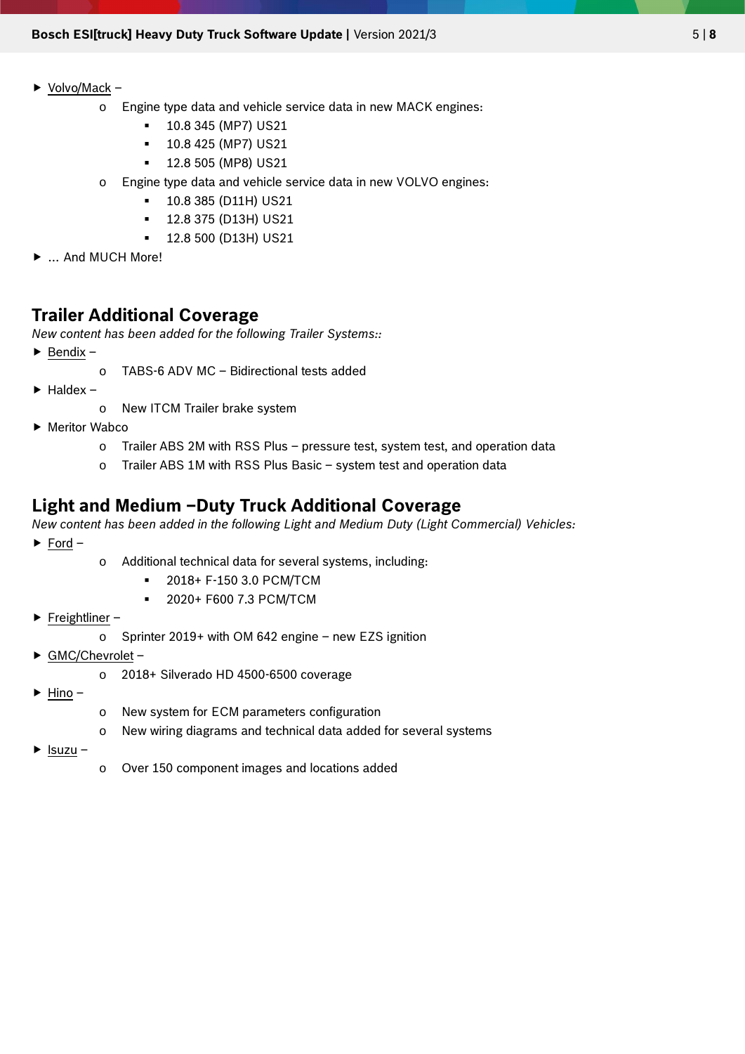- Volvo/Mack –
    - Engine type data and vehicle service data in new MACK engines:
        - 10.8 345 (MP7) US21
        - 10.8 425 (MP7) US21
        - 12.8 505 (MP8) US21
    - Engine type data and vehicle service data in new VOLVO engines:
        - 10.8 385 (D11H) US21
        - 12.8 375 (D13H) US21
        - 12.8 500 (D13H) US21
- ... And MUCH More!

## Trailer Additional Coverage

*New content has been added for the following Trailer Systems::*

- Bendix –
    - TABS-6 ADV MC – Bidirectional tests added
- Haldex –
    - New ITCM Trailer brake system
- Meritor Wabco
    - Trailer ABS 2M with RSS Plus – pressure test, system test, and operation data
    - Trailer ABS 1M with RSS Plus Basic – system test and operation data

## Light and Medium –Duty Truck Additional Coverage

*New content has been added in the following Light and Medium Duty (Light Commercial) Vehicles:*

- Ford –
    - Additional technical data for several systems, including:
        - 2018+ F-150 3.0 PCM/TCM
        - 2020+ F600 7.3 PCM/TCM
- Freightliner –
    - Sprinter 2019+ with OM 642 engine – new EZS ignition
- GMC/Chevrolet –
    - 2018+ Silverado HD 4500-6500 coverage
- Hino –
    - New system for ECM parameters configuration
    - New wiring diagrams and technical data added for several systems
- Isuzu –
    - Over 150 component images and locations added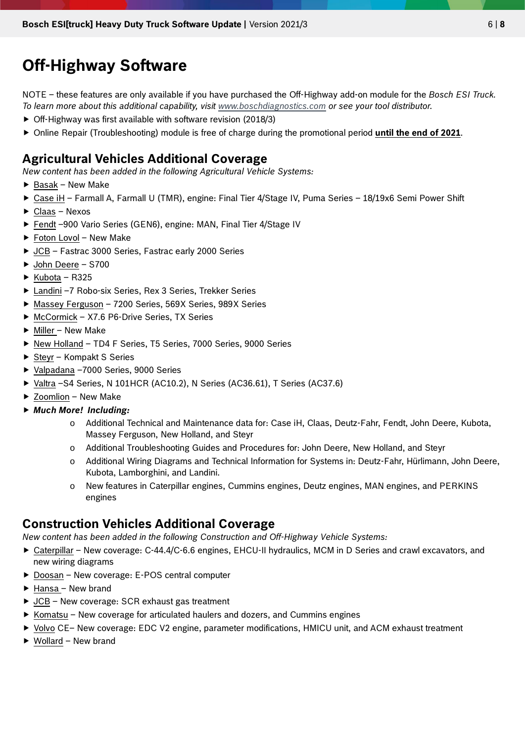# Off-Highway Software

NOTE – these features are only available if you have purchased the Off-Highway add-on module for the *Bosch ESI Truck. To learn more about this additional capability, visit www.boschdiagnostics.com or see your tool distributor.*

- Off-Highway was first available with software revision (2018/3)
- Online Repair (Troubleshooting) module is free of charge during the promotional period **until the end of 2021**.

## Agricultural Vehicles Additional Coverage

*New content has been added in the following Agricultural Vehicle Systems:*

- Basak – New Make
- Case iH – Farmall A, Farmall U (TMR), engine: Final Tier 4/Stage IV, Puma Series – 18/19x6 Semi Power Shift
- Claas – Nexos
- Fendt –900 Vario Series (GEN6), engine: MAN, Final Tier 4/Stage IV
- Foton Lovol – New Make
- JCB – Fastrac 3000 Series, Fastrac early 2000 Series
- John Deere – S700
- Kubota – R325
- Landini –7 Robo-six Series, Rex 3 Series, Trekker Series
- Massey Ferguson – 7200 Series, 569X Series, 989X Series
- McCormick – X7.6 P6-Drive Series, TX Series
- Miller – New Make
- New Holland – TD4 F Series, T5 Series, 7000 Series, 9000 Series
- Steyr – Kompakt S Series
- Valpadana –7000 Series, 9000 Series
- Valtra –S4 Series, N 101HCR (AC10.2), N Series (AC36.61), T Series (AC37.6)
- Zoomlion – New Make
- ***Much More! Including:***
    - Additional Technical and Maintenance data for: Case iH, Claas, Deutz-Fahr, Fendt, John Deere, Kubota, Massey Ferguson, New Holland, and Steyr
    - Additional Troubleshooting Guides and Procedures for: John Deere, New Holland, and Steyr
    - Additional Wiring Diagrams and Technical Information for Systems in: Deutz-Fahr, Hürlimann, John Deere, Kubota, Lamborghini, and Landini.
    - New features in Caterpillar engines, Cummins engines, Deutz engines, MAN engines, and PERKINS engines

## Construction Vehicles Additional Coverage

*New content has been added in the following Construction and Off-Highway Vehicle Systems:*

- Caterpillar – New coverage: C-44.4/C-6.6 engines, EHCU-II hydraulics, MCM in D Series and crawl excavators, and new wiring diagrams
- Doosan – New coverage: E-POS central computer
- Hansa – New brand
- JCB – New coverage: SCR exhaust gas treatment
- Komatsu – New coverage for articulated haulers and dozers, and Cummins engines
- Volvo CE– New coverage: EDC V2 engine, parameter modifications, HMICU unit, and ACM exhaust treatment
- Wollard – New brand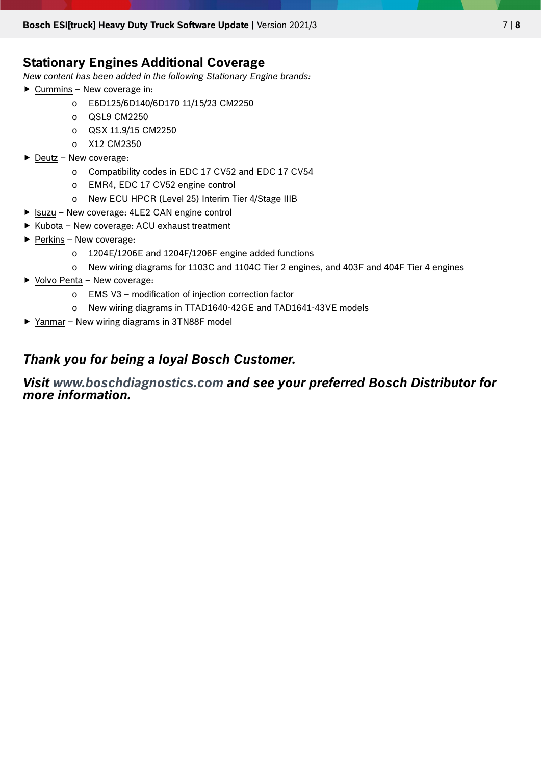## Stationary Engines Additional Coverage

*New content has been added in the following Stationary Engine brands:*

- Cummins – New coverage in:
  - E6D125/6D140/6D170 11/15/23 CM2250
  - QSL9 CM2250
  - QSX 11.9/15 CM2250
  - X12 CM2350
- Deutz – New coverage:
  - Compatibility codes in EDC 17 CV52 and EDC 17 CV54
  - EMR4, EDC 17 CV52 engine control
  - New ECU HPCR (Level 25) Interim Tier 4/Stage IIIB
- Isuzu – New coverage: 4LE2 CAN engine control
- Kubota – New coverage: ACU exhaust treatment
- Perkins – New coverage:
  - 1204E/1206E and 1204F/1206F engine added functions
  - New wiring diagrams for 1103C and 1104C Tier 2 engines, and 403F and 404F Tier 4 engines
- Volvo Penta – New coverage:
  - EMS V3 – modification of injection correction factor
  - New wiring diagrams in TTAD1640-42GE and TAD1641-43VE models
- Yanmar – New wiring diagrams in 3TN88F model

***Thank you for being a loyal Bosch Customer.***

***Visit www.boschdiagnostics.com and see your preferred Bosch Distributor for more information.***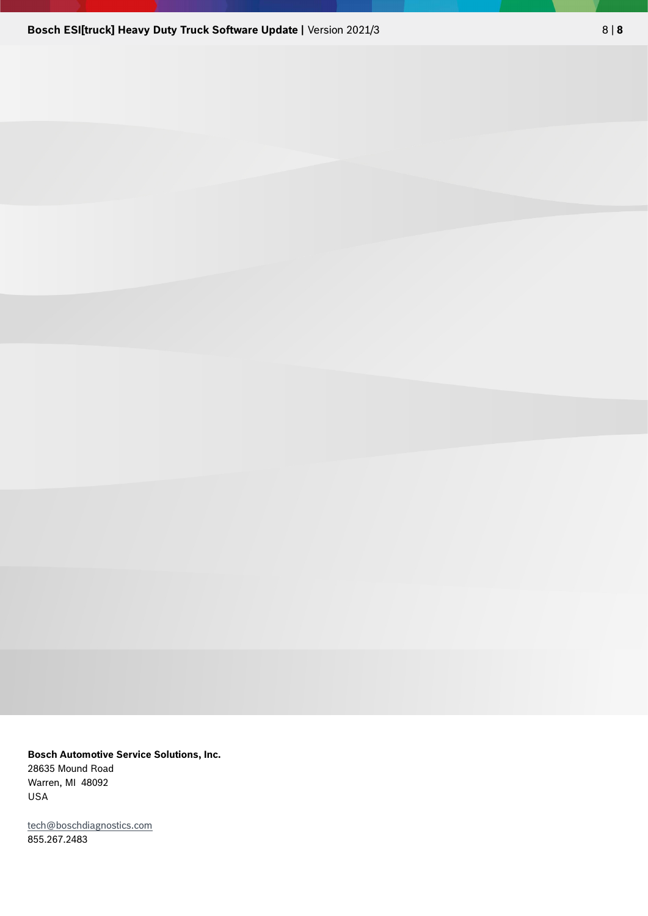**Bosch Automotive Service Solutions, Inc.**
28635 Mound Road
Warren, MI 48092
USA

tech@boschdiagnostics.com
855.267.2483